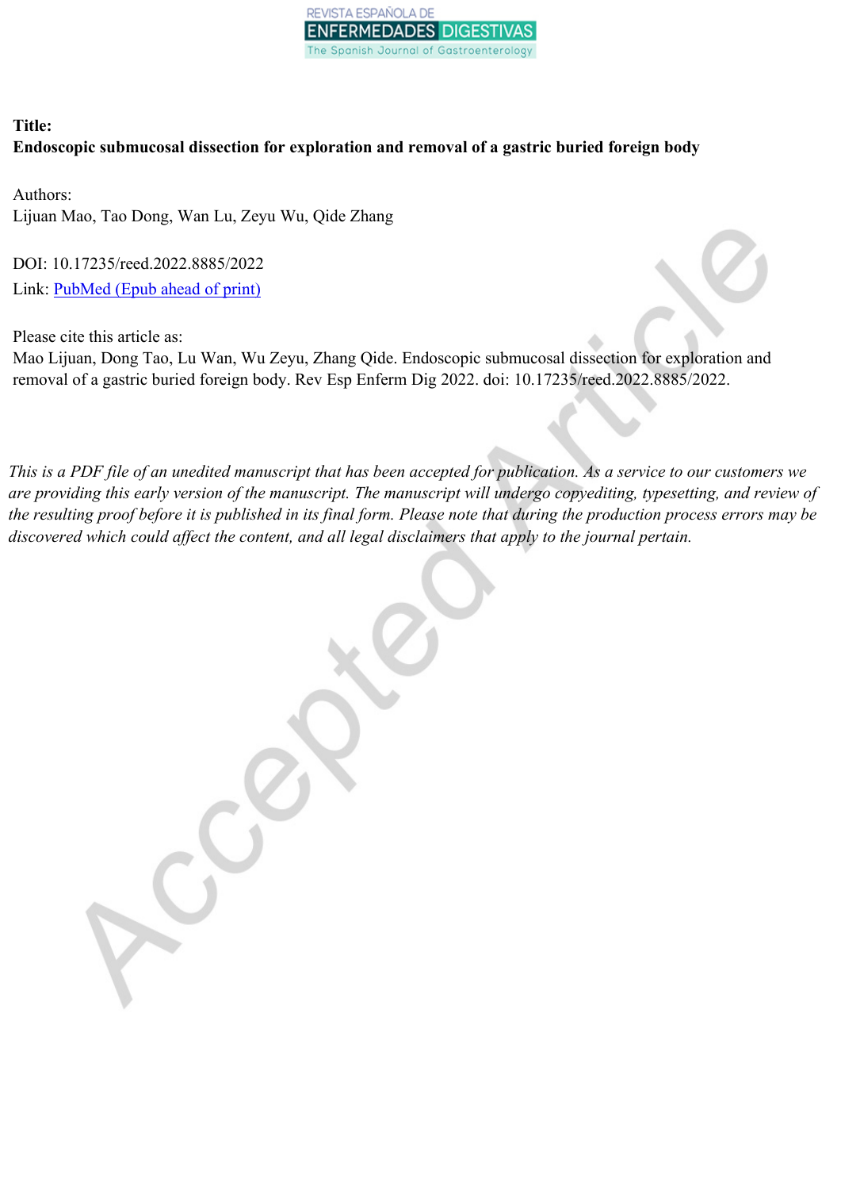REVISTA ESPAÑOLA DE ENFERMEDADES DIGESTIVAS
The Spanish Journal of Gastroenterology

**Title:**
**Endoscopic submucosal dissection for exploration and removal of a gastric buried foreign body**

Authors:
Lijuan Mao, Tao Dong, Wan Lu, Zeyu Wu, Qide Zhang

DOI: 10.17235/reed.2022.8885/2022
Link: PubMed (Epub ahead of print)

Please cite this article as:
Mao Lijuan, Dong Tao, Lu Wan, Wu Zeyu, Zhang Qide. Endoscopic submucosal dissection for exploration and removal of a gastric buried foreign body. Rev Esp Enferm Dig 2022. doi: 10.17235/reed.2022.8885/2022.

*This is a PDF file of an unedited manuscript that has been accepted for publication. As a service to our customers we are providing this early version of the manuscript. The manuscript will undergo copyediting, typesetting, and review of the resulting proof before it is published in its final form. Please note that during the production process errors may be discovered which could affect the content, and all legal disclaimers that apply to the journal pertain.*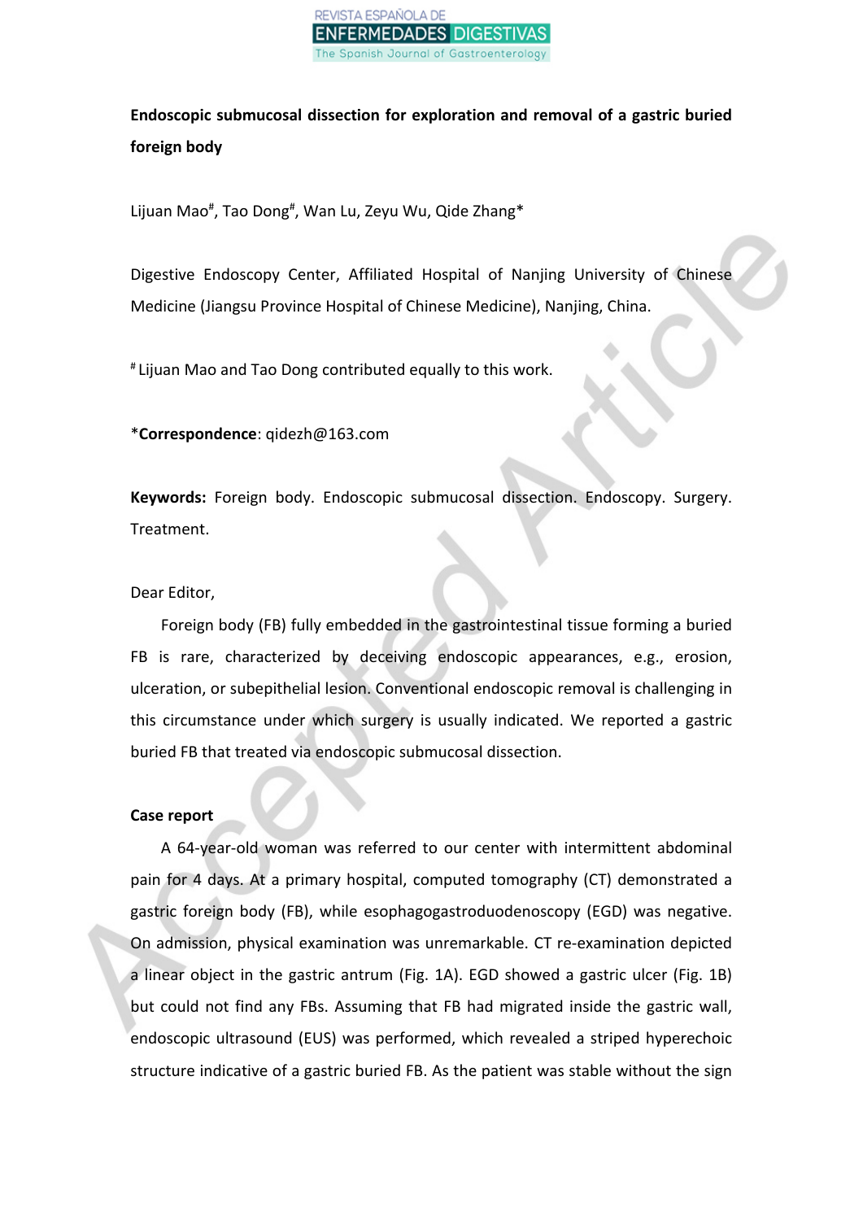**Endoscopic submucosal dissection for exploration and removal of a gastric buried foreign body**

Lijuan Mao[#], Tao Dong[#], Wan Lu, Zeyu Wu, Qide Zhang*

Digestive Endoscopy Center, Affiliated Hospital of Nanjing University of Chinese Medicine (Jiangsu Province Hospital of Chinese Medicine), Nanjing, China.

[#] Lijuan Mao and Tao Dong contributed equally to this work.

***Correspondence**: qidezh@163.com

**Keywords:** Foreign body. Endoscopic submucosal dissection. Endoscopy. Surgery. Treatment.

Dear Editor,

Foreign body (FB) fully embedded in the gastrointestinal tissue forming a buried FB is rare, characterized by deceiving endoscopic appearances, e.g., erosion, ulceration, or subepithelial lesion. Conventional endoscopic removal is challenging in this circumstance under which surgery is usually indicated. We reported a gastric buried FB that treated via endoscopic submucosal dissection.

**Case report**

A 64-year-old woman was referred to our center with intermittent abdominal pain for 4 days. At a primary hospital, computed tomography (CT) demonstrated a gastric foreign body (FB), while esophagogastroduodenoscopy (EGD) was negative. On admission, physical examination was unremarkable. CT re-examination depicted a linear object in the gastric antrum (Fig. 1A). EGD showed a gastric ulcer (Fig. 1B) but could not find any FBs. Assuming that FB had migrated inside the gastric wall, endoscopic ultrasound (EUS) was performed, which revealed a striped hyperechoic structure indicative of a gastric buried FB. As the patient was stable without the sign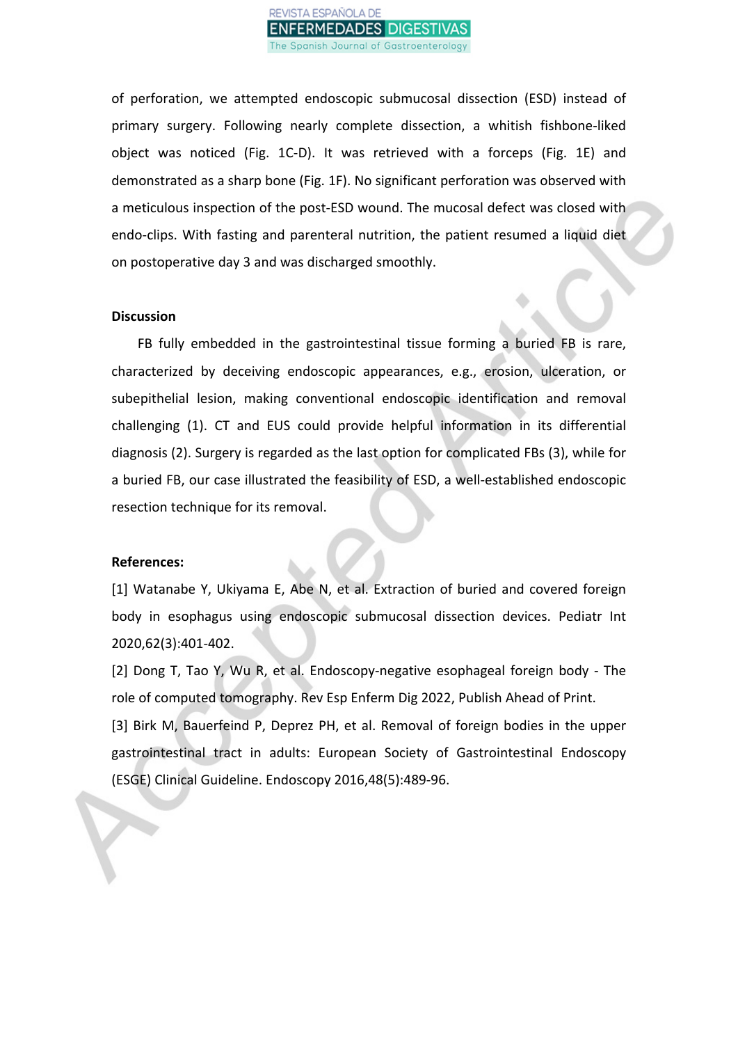of perforation, we attempted endoscopic submucosal dissection (ESD) instead of primary surgery. Following nearly complete dissection, a whitish fishbone-liked object was noticed (Fig. 1C-D). It was retrieved with a forceps (Fig. 1E) and demonstrated as a sharp bone (Fig. 1F). No significant perforation was observed with a meticulous inspection of the post-ESD wound. The mucosal defect was closed with endo-clips. With fasting and parenteral nutrition, the patient resumed a liquid diet on postoperative day 3 and was discharged smoothly.

## Discussion

FB fully embedded in the gastrointestinal tissue forming a buried FB is rare, characterized by deceiving endoscopic appearances, e.g., erosion, ulceration, or subepithelial lesion, making conventional endoscopic identification and removal challenging (1). CT and EUS could provide helpful information in its differential diagnosis (2). Surgery is regarded as the last option for complicated FBs (3), while for a buried FB, our case illustrated the feasibility of ESD, a well-established endoscopic resection technique for its removal.

## References:

[1] Watanabe Y, Ukiyama E, Abe N, et al. Extraction of buried and covered foreign body in esophagus using endoscopic submucosal dissection devices. Pediatr Int 2020,62(3):401-402.

[2] Dong T, Tao Y, Wu R, et al. Endoscopy-negative esophageal foreign body - The role of computed tomography. Rev Esp Enferm Dig 2022, Publish Ahead of Print.

[3] Birk M, Bauerfeind P, Deprez PH, et al. Removal of foreign bodies in the upper gastrointestinal tract in adults: European Society of Gastrointestinal Endoscopy (ESGE) Clinical Guideline. Endoscopy 2016,48(5):489-96.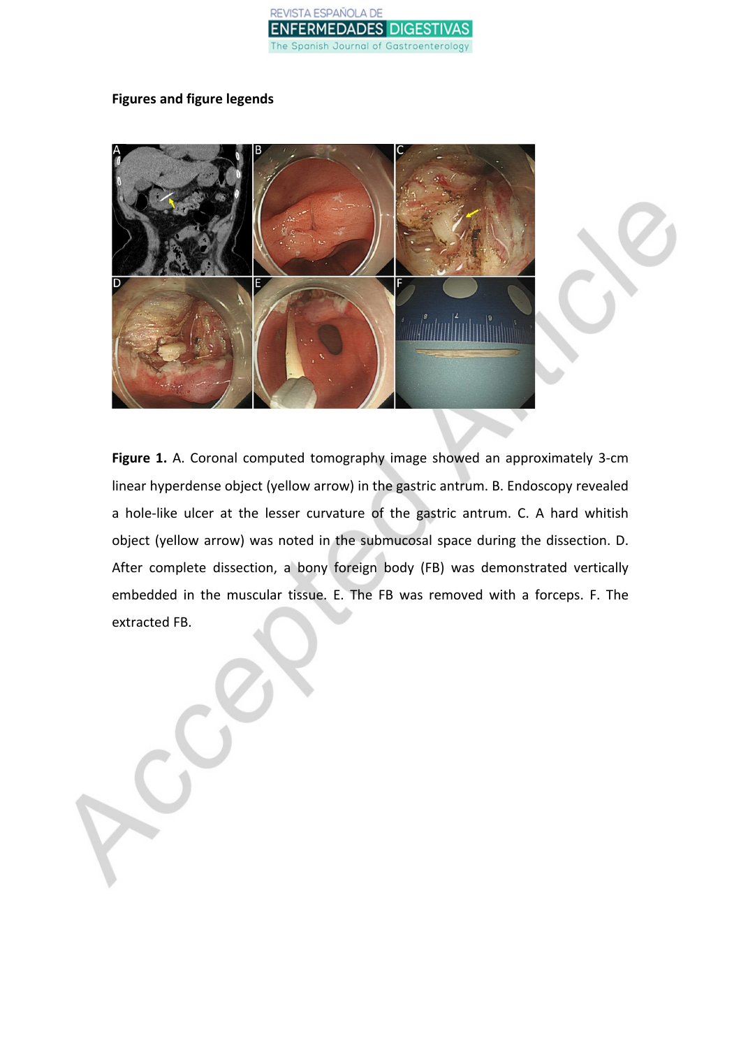**Figures and figure legends**

**Figure 1.** A. Coronal computed tomography image showed an approximately 3-cm linear hyperdense object (yellow arrow) in the gastric antrum. B. Endoscopy revealed a hole-like ulcer at the lesser curvature of the gastric antrum. C. A hard whitish object (yellow arrow) was noted in the submucosal space during the dissection. D. After complete dissection, a bony foreign body (FB) was demonstrated vertically embedded in the muscular tissue. E. The FB was removed with a forceps. F. The extracted FB.